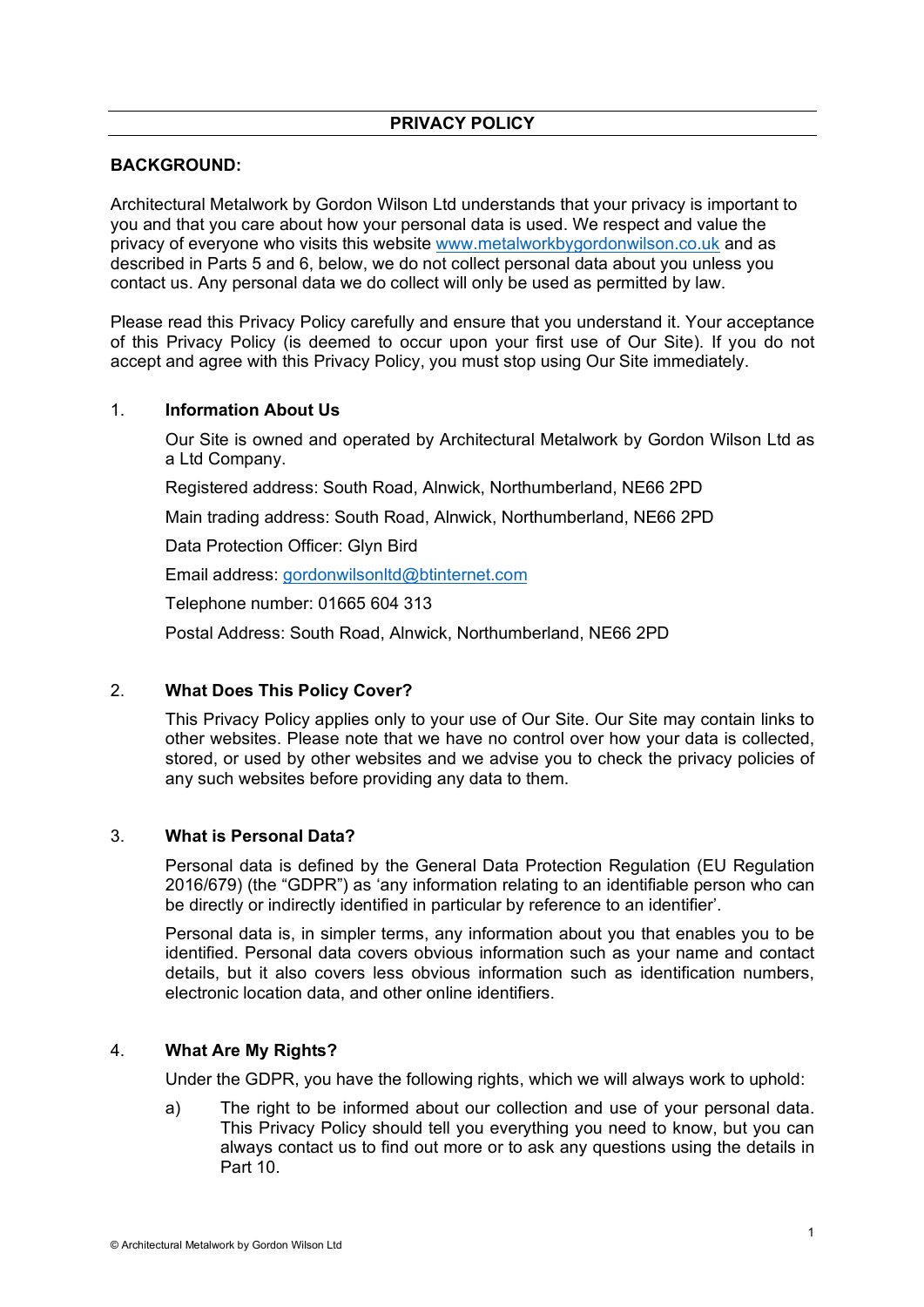# PRIVACY POLICY

**BACKGROUND:**

Architectural Metalwork by Gordon Wilson Ltd understands that your privacy is important to you and that you care about how your personal data is used. We respect and value the privacy of everyone who visits this website www.metalworkbygordonwilson.co.uk and as described in Parts 5 and 6, below, we do not collect personal data about you unless you contact us. Any personal data we do collect will only be used as permitted by law.

Please read this Privacy Policy carefully and ensure that you understand it. Your acceptance of this Privacy Policy (is deemed to occur upon your first use of Our Site). If you do not accept and agree with this Privacy Policy, you must stop using Our Site immediately.

## 1. Information About Us

Our Site is owned and operated by Architectural Metalwork by Gordon Wilson Ltd as a Ltd Company.

Registered address: South Road, Alnwick, Northumberland, NE66 2PD

Main trading address: South Road, Alnwick, Northumberland, NE66 2PD

Data Protection Officer: Glyn Bird

Email address: gordonwilsonltd@btinternet.com

Telephone number: 01665 604 313

Postal Address: South Road, Alnwick, Northumberland, NE66 2PD

## 2. What Does This Policy Cover?

This Privacy Policy applies only to your use of Our Site. Our Site may contain links to other websites. Please note that we have no control over how your data is collected, stored, or used by other websites and we advise you to check the privacy policies of any such websites before providing any data to them.

## 3. What is Personal Data?

Personal data is defined by the General Data Protection Regulation (EU Regulation 2016/679) (the "GDPR") as 'any information relating to an identifiable person who can be directly or indirectly identified in particular by reference to an identifier'.

Personal data is, in simpler terms, any information about you that enables you to be identified. Personal data covers obvious information such as your name and contact details, but it also covers less obvious information such as identification numbers, electronic location data, and other online identifiers.

## 4. What Are My Rights?

Under the GDPR, you have the following rights, which we will always work to uphold:

a) The right to be informed about our collection and use of your personal data. This Privacy Policy should tell you everything you need to know, but you can always contact us to find out more or to ask any questions using the details in Part 10.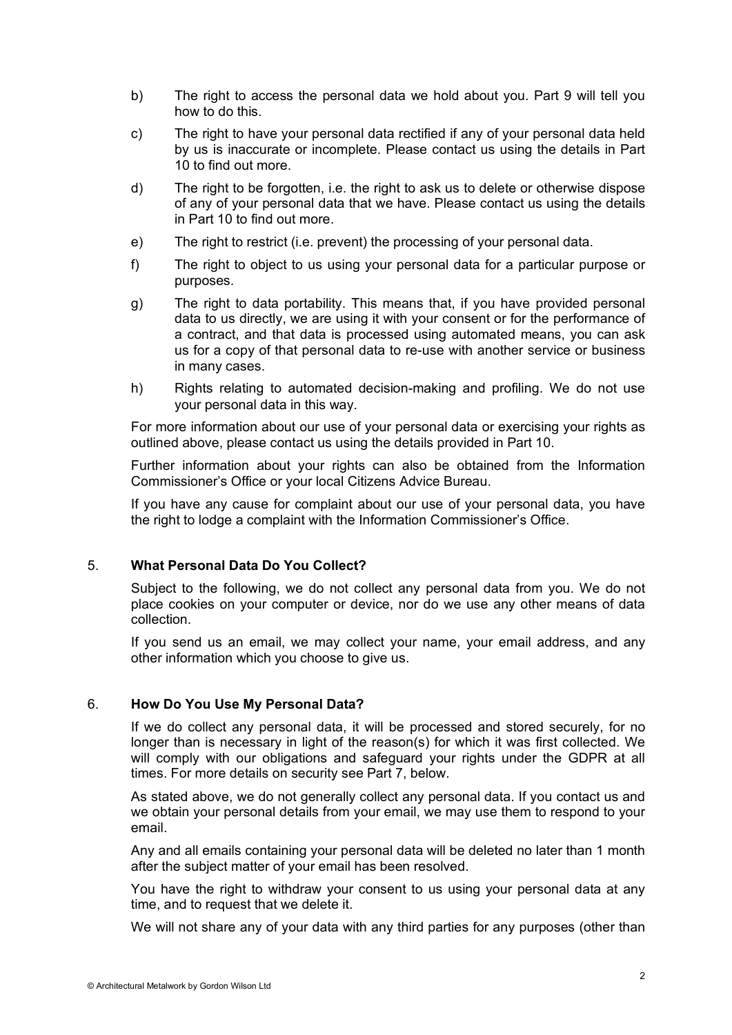b) The right to access the personal data we hold about you. Part 9 will tell you how to do this.

c) The right to have your personal data rectified if any of your personal data held by us is inaccurate or incomplete. Please contact us using the details in Part 10 to find out more.

d) The right to be forgotten, i.e. the right to ask us to delete or otherwise dispose of any of your personal data that we have. Please contact us using the details in Part 10 to find out more.

e) The right to restrict (i.e. prevent) the processing of your personal data.

f) The right to object to us using your personal data for a particular purpose or purposes.

g) The right to data portability. This means that, if you have provided personal data to us directly, we are using it with your consent or for the performance of a contract, and that data is processed using automated means, you can ask us for a copy of that personal data to re-use with another service or business in many cases.

h) Rights relating to automated decision-making and profiling. We do not use your personal data in this way.

For more information about our use of your personal data or exercising your rights as outlined above, please contact us using the details provided in Part 10.

Further information about your rights can also be obtained from the Information Commissioner's Office or your local Citizens Advice Bureau.

If you have any cause for complaint about our use of your personal data, you have the right to lodge a complaint with the Information Commissioner's Office.

## 5. What Personal Data Do You Collect?

Subject to the following, we do not collect any personal data from you. We do not place cookies on your computer or device, nor do we use any other means of data collection.

If you send us an email, we may collect your name, your email address, and any other information which you choose to give us.

## 6. How Do You Use My Personal Data?

If we do collect any personal data, it will be processed and stored securely, for no longer than is necessary in light of the reason(s) for which it was first collected. We will comply with our obligations and safeguard your rights under the GDPR at all times. For more details on security see Part 7, below.

As stated above, we do not generally collect any personal data. If you contact us and we obtain your personal details from your email, we may use them to respond to your email.

Any and all emails containing your personal data will be deleted no later than 1 month after the subject matter of your email has been resolved.

You have the right to withdraw your consent to us using your personal data at any time, and to request that we delete it.

We will not share any of your data with any third parties for any purposes (other than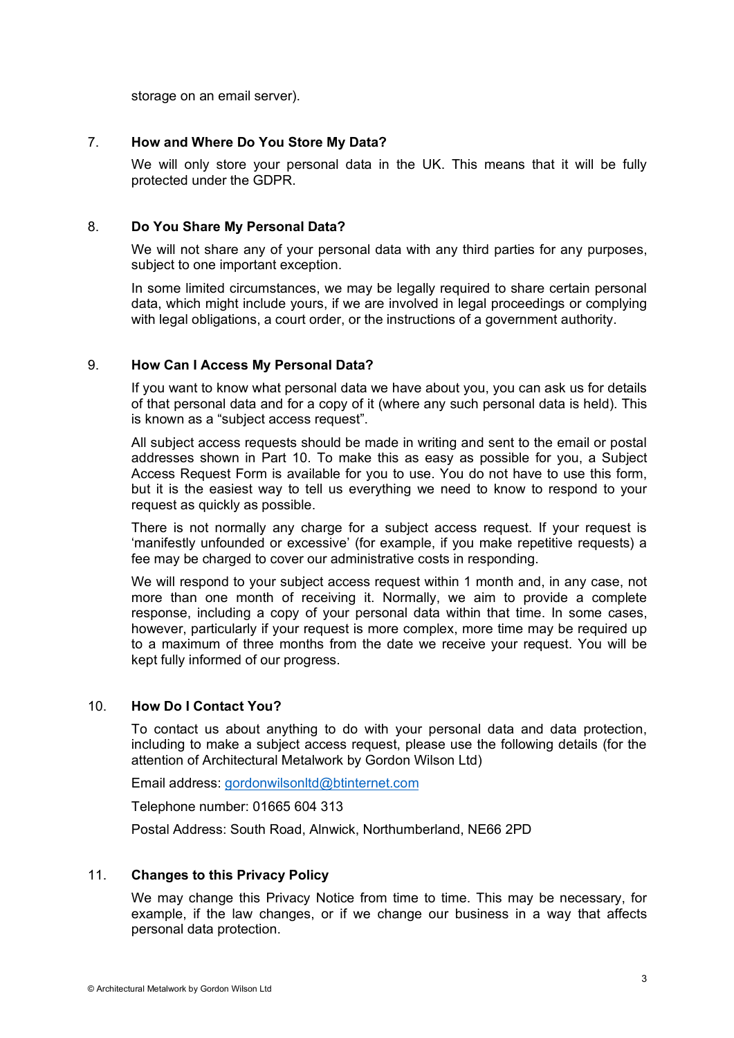storage on an email server).

## 7. How and Where Do You Store My Data?

We will only store your personal data in the UK. This means that it will be fully protected under the GDPR.

## 8. Do You Share My Personal Data?

We will not share any of your personal data with any third parties for any purposes, subject to one important exception.

In some limited circumstances, we may be legally required to share certain personal data, which might include yours, if we are involved in legal proceedings or complying with legal obligations, a court order, or the instructions of a government authority.

## 9. How Can I Access My Personal Data?

If you want to know what personal data we have about you, you can ask us for details of that personal data and for a copy of it (where any such personal data is held). This is known as a "subject access request".

All subject access requests should be made in writing and sent to the email or postal addresses shown in Part 10. To make this as easy as possible for you, a Subject Access Request Form is available for you to use. You do not have to use this form, but it is the easiest way to tell us everything we need to know to respond to your request as quickly as possible.

There is not normally any charge for a subject access request. If your request is 'manifestly unfounded or excessive' (for example, if you make repetitive requests) a fee may be charged to cover our administrative costs in responding.

We will respond to your subject access request within 1 month and, in any case, not more than one month of receiving it. Normally, we aim to provide a complete response, including a copy of your personal data within that time. In some cases, however, particularly if your request is more complex, more time may be required up to a maximum of three months from the date we receive your request. You will be kept fully informed of our progress.

## 10. How Do I Contact You?

To contact us about anything to do with your personal data and data protection, including to make a subject access request, please use the following details (for the attention of Architectural Metalwork by Gordon Wilson Ltd)

Email address: gordonwilsonltd@btinternet.com

Telephone number: 01665 604 313

Postal Address: South Road, Alnwick, Northumberland, NE66 2PD

## 11. Changes to this Privacy Policy

We may change this Privacy Notice from time to time. This may be necessary, for example, if the law changes, or if we change our business in a way that affects personal data protection.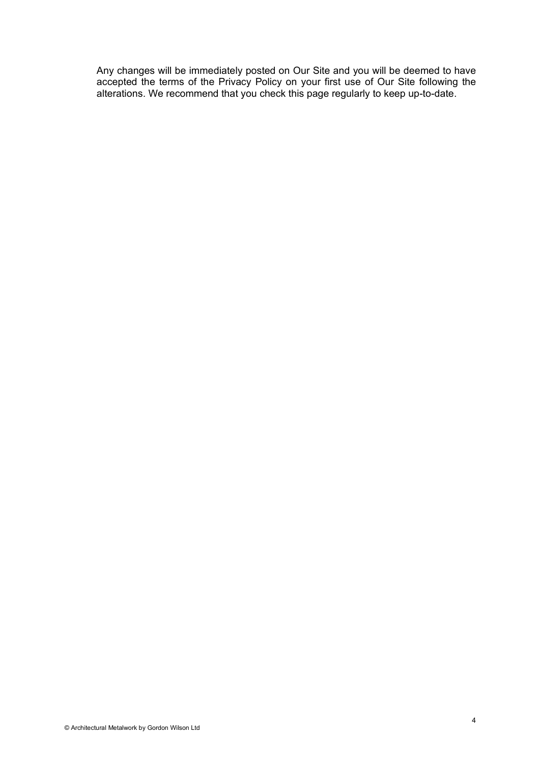Any changes will be immediately posted on Our Site and you will be deemed to have accepted the terms of the Privacy Policy on your first use of Our Site following the alterations. We recommend that you check this page regularly to keep up-to-date.